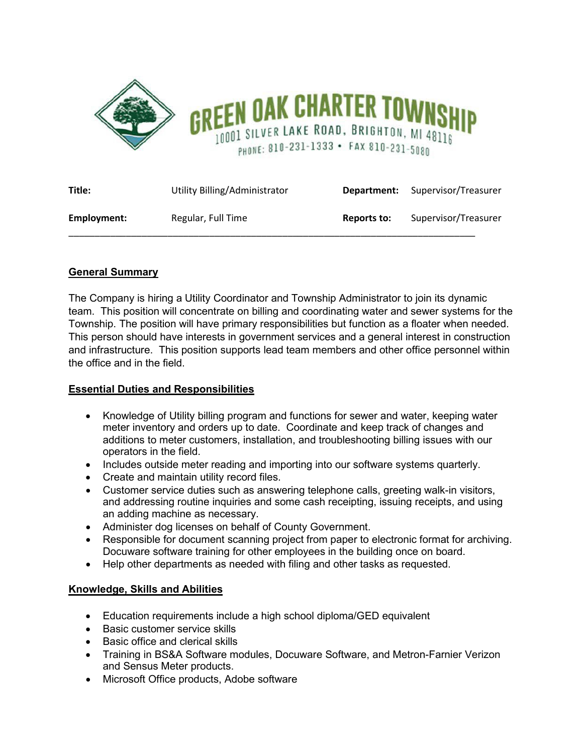# GREEN OAK CHARTER TOWNSHIP

10001 SILVER LAKE ROAD, BRIGHTON, MI 48116

PHONE: 810-231-1333 • FAX 810-231-5080

| | | | |
|---|---|---|---|
| **Title:** | Utility Billing/Administrator | **Department:** | Supervisor/Treasurer |
| **Employment:** | Regular, Full Time | **Reports to:** | Supervisor/Treasurer |

---

## General Summary

The Company is hiring a Utility Coordinator and Township Administrator to join its dynamic team. This position will concentrate on billing and coordinating water and sewer systems for the Township. The position will have primary responsibilities but function as a floater when needed. This person should have interests in government services and a general interest in construction and infrastructure. This position supports lead team members and other office personnel within the office and in the field.

## Essential Duties and Responsibilities

- Knowledge of Utility billing program and functions for sewer and water, keeping water meter inventory and orders up to date. Coordinate and keep track of changes and additions to meter customers, installation, and troubleshooting billing issues with our operators in the field.
- Includes outside meter reading and importing into our software systems quarterly.
- Create and maintain utility record files.
- Customer service duties such as answering telephone calls, greeting walk-in visitors, and addressing routine inquiries and some cash receipting, issuing receipts, and using an adding machine as necessary.
- Administer dog licenses on behalf of County Government.
- Responsible for document scanning project from paper to electronic format for archiving. Docuware software training for other employees in the building once on board.
- Help other departments as needed with filing and other tasks as requested.

## Knowledge, Skills and Abilities

- Education requirements include a high school diploma/GED equivalent
- Basic customer service skills
- Basic office and clerical skills
- Training in BS&A Software modules, Docuware Software, and Metron-Farnier Verizon and Sensus Meter products.
- Microsoft Office products, Adobe software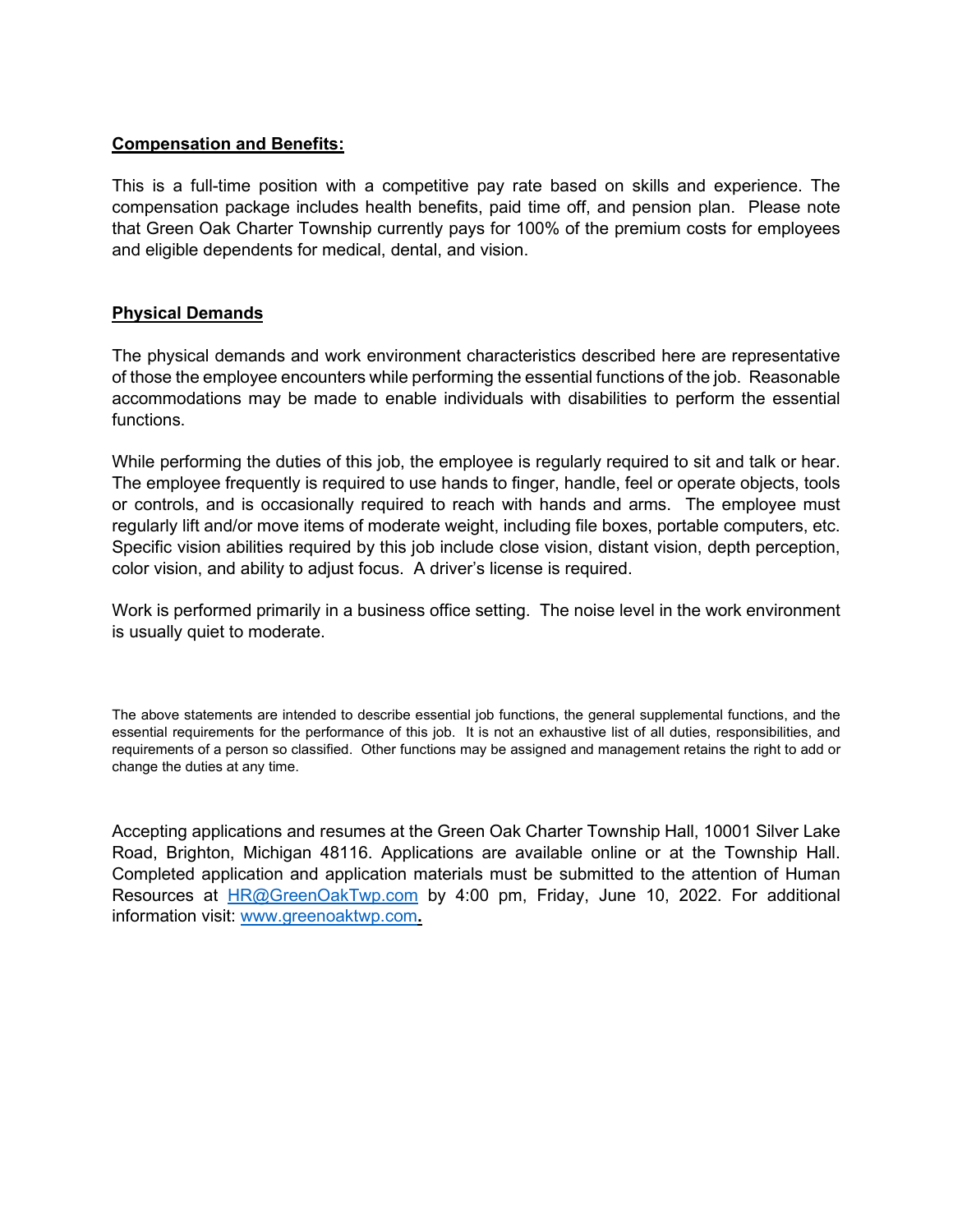## Compensation and Benefits:

This is a full-time position with a competitive pay rate based on skills and experience. The compensation package includes health benefits, paid time off, and pension plan. Please note that Green Oak Charter Township currently pays for 100% of the premium costs for employees and eligible dependents for medical, dental, and vision.

## Physical Demands

The physical demands and work environment characteristics described here are representative of those the employee encounters while performing the essential functions of the job. Reasonable accommodations may be made to enable individuals with disabilities to perform the essential functions.

While performing the duties of this job, the employee is regularly required to sit and talk or hear. The employee frequently is required to use hands to finger, handle, feel or operate objects, tools or controls, and is occasionally required to reach with hands and arms. The employee must regularly lift and/or move items of moderate weight, including file boxes, portable computers, etc. Specific vision abilities required by this job include close vision, distant vision, depth perception, color vision, and ability to adjust focus. A driver's license is required.

Work is performed primarily in a business office setting. The noise level in the work environment is usually quiet to moderate.

The above statements are intended to describe essential job functions, the general supplemental functions, and the essential requirements for the performance of this job. It is not an exhaustive list of all duties, responsibilities, and requirements of a person so classified. Other functions may be assigned and management retains the right to add or change the duties at any time.

Accepting applications and resumes at the Green Oak Charter Township Hall, 10001 Silver Lake Road, Brighton, Michigan 48116. Applications are available online or at the Township Hall. Completed application and application materials must be submitted to the attention of Human Resources at HR@GreenOakTwp.com by 4:00 pm, Friday, June 10, 2022. For additional information visit: www.greenoaktwp.com.